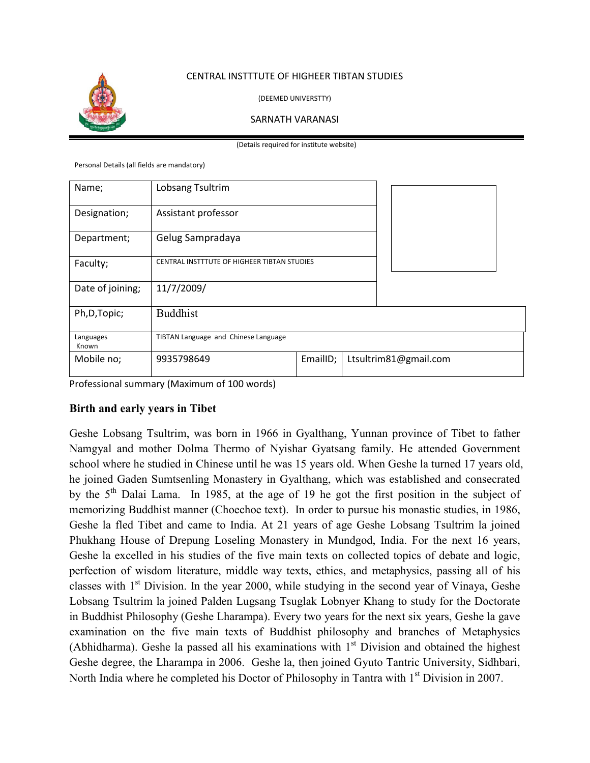CENTRAL INSTTTUTE OF HIGHEER TIBTAN STUDIES

(DEEMED UNIVERSTTY)

SARNATH VARANASI

(Details required for institute website)

Personal Details (all fields are mandatory)

| Name; | Lobsang Tsultrim | | |
|---|---|---|---|
| Designation; | Assistant professor | | |
| Department; | Gelug Sampradaya | | |
| Faculty; | CENTRAL INSTTTUTE OF HIGHEER TIBTAN STUDIES | | |
| Date of joining; | 11/7/2009/ | | |
| Ph,D,Topic; | Buddhist | | |
| Languages Known | TIBTAN Language and Chinese Language | | |
| Mobile no; | 9935798649 | EmailID; | Ltsultrim81@gmail.com |

Professional summary (Maximum of 100 words)

**Birth and early years in Tibet**

Geshe Lobsang Tsultrim, was born in 1966 in Gyalthang, Yunnan province of Tibet to father Namgyal and mother Dolma Thermo of Nyishar Gyatsang family. He attended Government school where he studied in Chinese until he was 15 years old. When Geshe la turned 17 years old, he joined Gaden Sumtsenling Monastery in Gyalthang, which was established and consecrated by the 5th Dalai Lama. In 1985, at the age of 19 he got the first position in the subject of memorizing Buddhist manner (Choechoe text). In order to pursue his monastic studies, in 1986, Geshe la fled Tibet and came to India. At 21 years of age Geshe Lobsang Tsultrim la joined Phukhang House of Drepung Loseling Monastery in Mundgod, India. For the next 16 years, Geshe la excelled in his studies of the five main texts on collected topics of debate and logic, perfection of wisdom literature, middle way texts, ethics, and metaphysics, passing all of his classes with 1st Division. In the year 2000, while studying in the second year of Vinaya, Geshe Lobsang Tsultrim la joined Palden Lugsang Tsuglak Lobnyer Khang to study for the Doctorate in Buddhist Philosophy (Geshe Lharampa). Every two years for the next six years, Geshe la gave examination on the five main texts of Buddhist philosophy and branches of Metaphysics (Abhidharma). Geshe la passed all his examinations with 1st Division and obtained the highest Geshe degree, the Lharampa in 2006. Geshe la, then joined Gyuto Tantric University, Sidhbari, North India where he completed his Doctor of Philosophy in Tantra with 1st Division in 2007.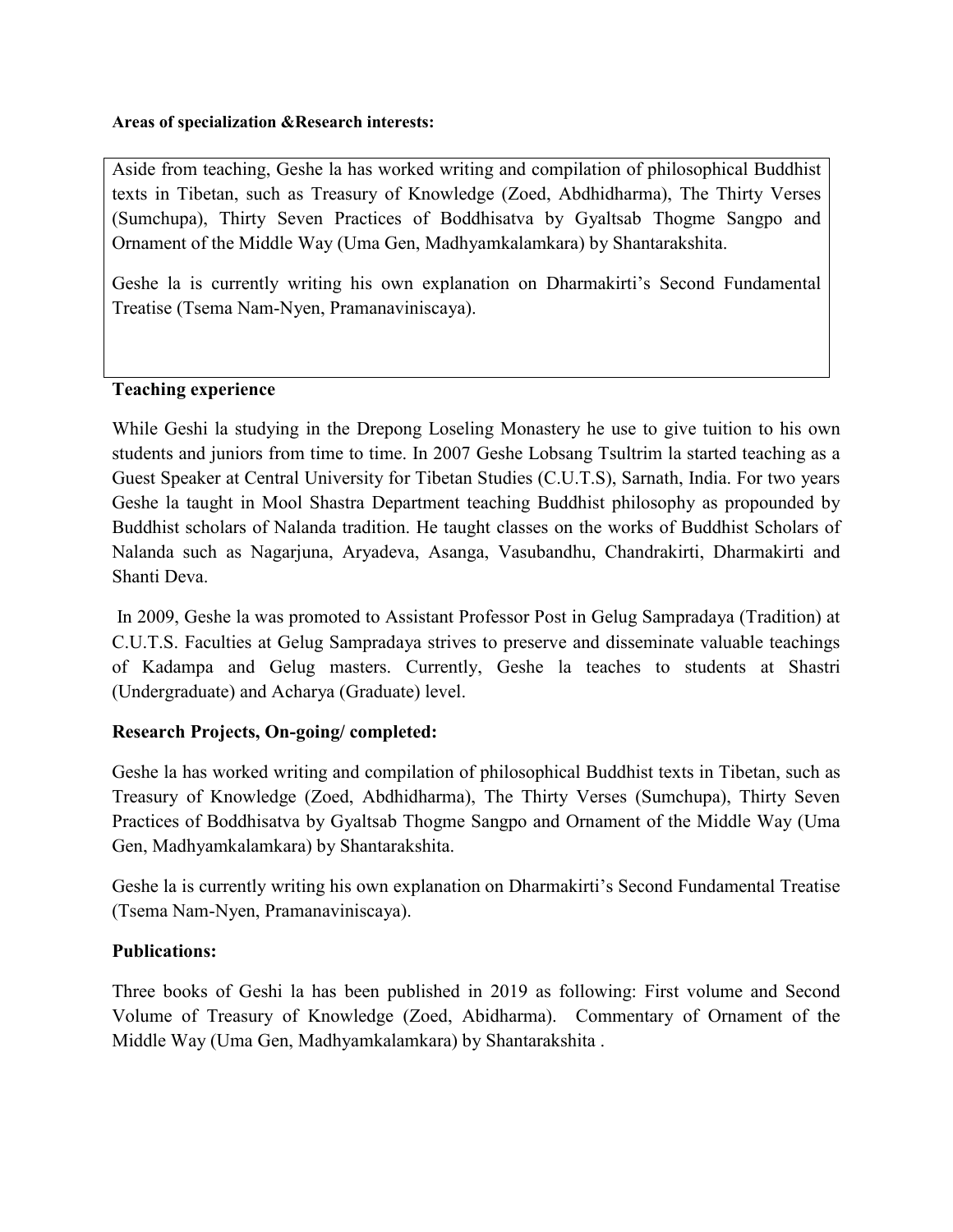**Areas of specialization &Research interests:**

Aside from teaching, Geshe la has worked writing and compilation of philosophical Buddhist texts in Tibetan, such as Treasury of Knowledge (Zoed, Abdhidharma), The Thirty Verses (Sumchupa), Thirty Seven Practices of Boddhisatva by Gyaltsab Thogme Sangpo and Ornament of the Middle Way (Uma Gen, Madhyamkalamkara) by Shantarakshita.

Geshe la is currently writing his own explanation on Dharmakirti's Second Fundamental Treatise (Tsema Nam-Nyen, Pramanaviniscaya).

## Teaching experience

While Geshi la studying in the Drepong Loseling Monastery he use to give tuition to his own students and juniors from time to time. In 2007 Geshe Lobsang Tsultrim la started teaching as a Guest Speaker at Central University for Tibetan Studies (C.U.T.S), Sarnath, India. For two years Geshe la taught in Mool Shastra Department teaching Buddhist philosophy as propounded by Buddhist scholars of Nalanda tradition. He taught classes on the works of Buddhist Scholars of Nalanda such as Nagarjuna, Aryadeva, Asanga, Vasubandhu, Chandrakirti, Dharmakirti and Shanti Deva.

In 2009, Geshe la was promoted to Assistant Professor Post in Gelug Sampradaya (Tradition) at C.U.T.S. Faculties at Gelug Sampradaya strives to preserve and disseminate valuable teachings of Kadampa and Gelug masters. Currently, Geshe la teaches to students at Shastri (Undergraduate) and Acharya (Graduate) level.

## Research Projects, On-going/ completed:

Geshe la has worked writing and compilation of philosophical Buddhist texts in Tibetan, such as Treasury of Knowledge (Zoed, Abdhidharma), The Thirty Verses (Sumchupa), Thirty Seven Practices of Boddhisatva by Gyaltsab Thogme Sangpo and Ornament of the Middle Way (Uma Gen, Madhyamkalamkara) by Shantarakshita.

Geshe la is currently writing his own explanation on Dharmakirti's Second Fundamental Treatise (Tsema Nam-Nyen, Pramanaviniscaya).

## Publications:

Three books of Geshi la has been published in 2019 as following: First volume and Second Volume of Treasury of Knowledge (Zoed, Abidharma). Commentary of Ornament of the Middle Way (Uma Gen, Madhyamkalamkara) by Shantarakshita .